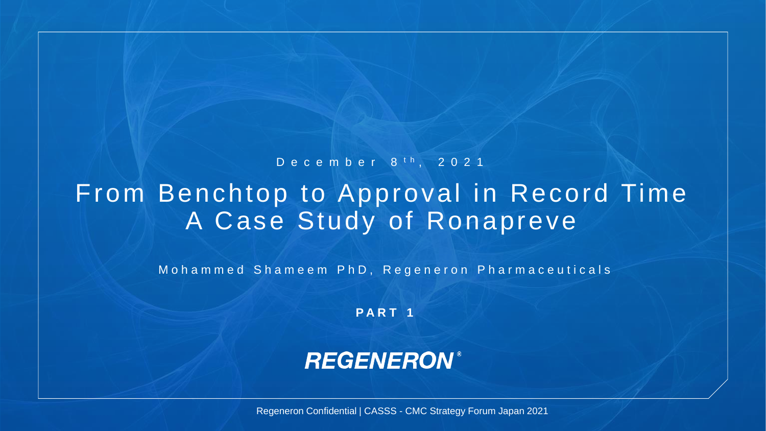December 8th, 2021

# From Benchtop to Approval in Record Time A Case Study of Ronapreve

Mohammed Shameem PhD, Regeneron Pharmaceuticals

**PART 1**

**REGENERON®**

Regeneron Confidential | CASSS - CMC Strategy Forum Japan 2021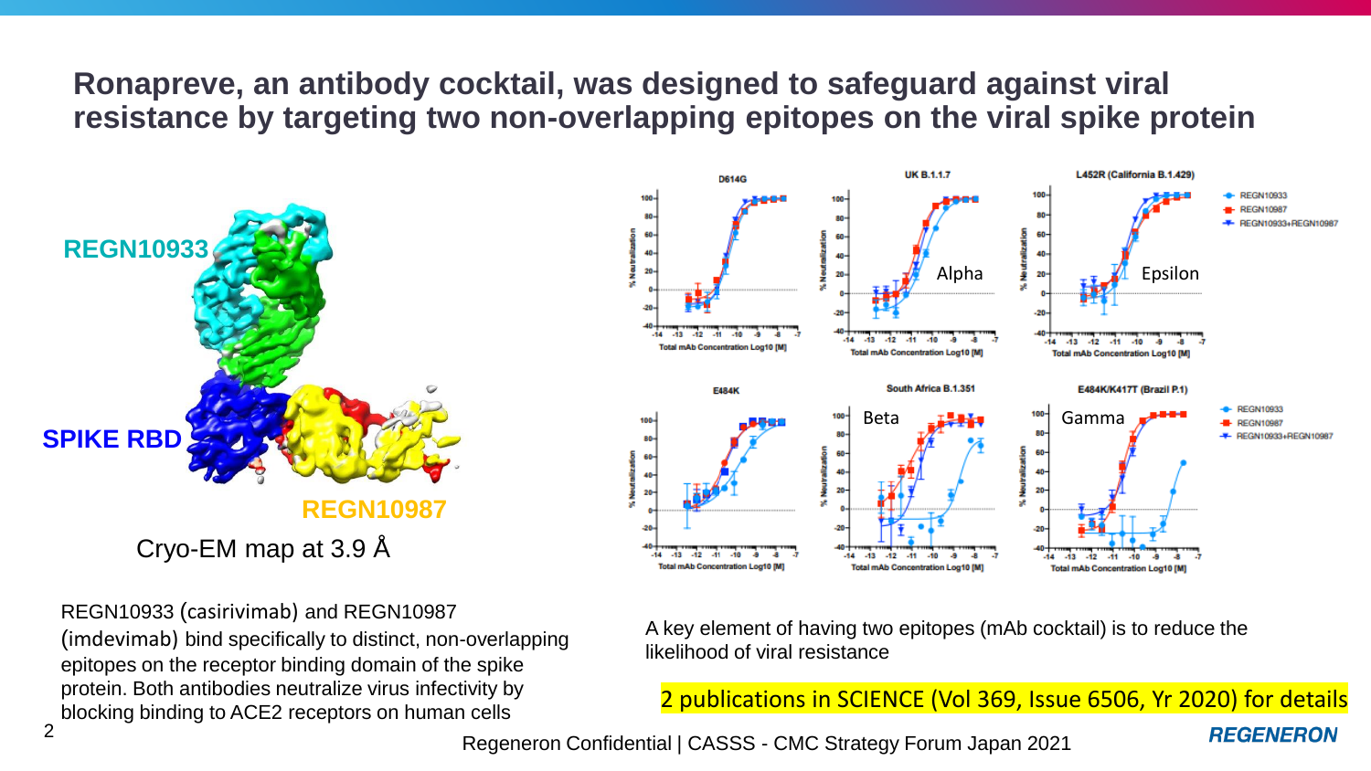# Ronapreve, an antibody cocktail, was designed to safeguard against viral resistance by targeting two non-overlapping epitopes on the viral spike protein

REGN10933

SPIKE RBD

REGN10987

Cryo-EM map at 3.9 Å

REGN10933 (casirivimab) and REGN10987 (imdevimab) bind specifically to distinct, non-overlapping epitopes on the receptor binding domain of the spike protein. Both antibodies neutralize virus infectivity by blocking binding to ACE2 receptors on human cells

D614G | UK B.1.1.7 (Alpha) | L452R (California B.1.429) (Epsilon) | E484K | South Africa B.1.351 (Beta) | E484K/K417T (Brazil P.1) (Gamma)

Legend: REGN10933, REGN10987, REGN10933+REGN10987

Axes: % Neutralization; Total mAb Concentration Log10 [M]

A key element of having two epitopes (mAb cocktail) is to reduce the likelihood of viral resistance

2 publications in SCIENCE (Vol 369, Issue 6506, Yr 2020) for details

Regeneron Confidential | CASSS - CMC Strategy Forum Japan 2021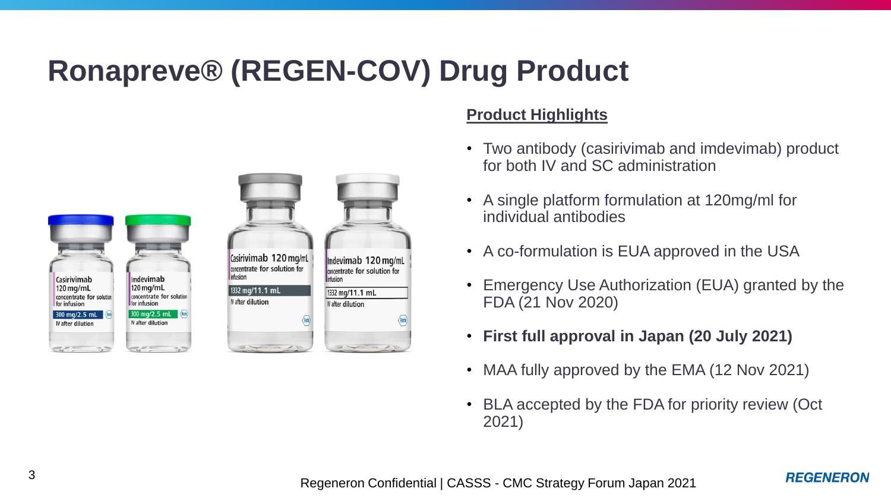# Ronapreve® (REGEN-COV) Drug Product

**Product Highlights**

- Two antibody (casirivimab and imdevimab) product for both IV and SC administration
- A single platform formulation at 120mg/ml for individual antibodies
- A co-formulation is EUA approved in the USA
- Emergency Use Authorization (EUA) granted by the FDA (21 Nov 2020)
- **First full approval in Japan (20 July 2021)**
- MAA fully approved by the EMA (12 Nov 2021)
- BLA accepted by the FDA for priority review (Oct 2021)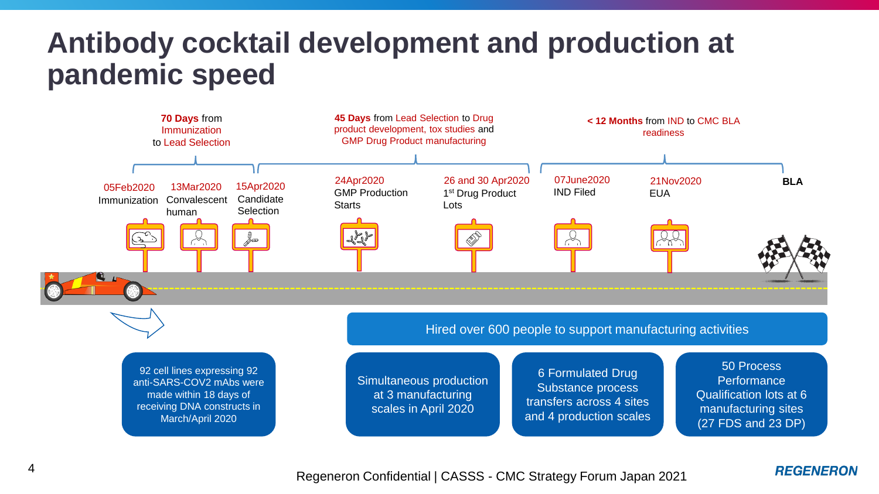# Antibody cocktail development and production at pandemic speed

**70 Days** from Immunization to Lead Selection

**45 Days** from Lead Selection to Drug product development, tox studies and GMP Drug Product manufacturing

**< 12 Months** from IND to CMC BLA readiness

- 05Feb2020 Immunization
- 13Mar2020 Convalescent human
- 15Apr2020 Candidate Selection
- 24Apr2020 GMP Production Starts
- 26 and 30 Apr2020 1st Drug Product Lots
- 07June2020 IND Filed
- 21Nov2020 EUA
- **BLA**

Hired over 600 people to support manufacturing activities

92 cell lines expressing 92 anti-SARS-COV2 mAbs were made within 18 days of receiving DNA constructs in March/April 2020

Simultaneous production at 3 manufacturing scales in April 2020

6 Formulated Drug Substance process transfers across 4 sites and 4 production scales

50 Process Performance Qualification lots at 6 manufacturing sites (27 FDS and 23 DP)

Regeneron Confidential | CASSS - CMC Strategy Forum Japan 2021

REGENERON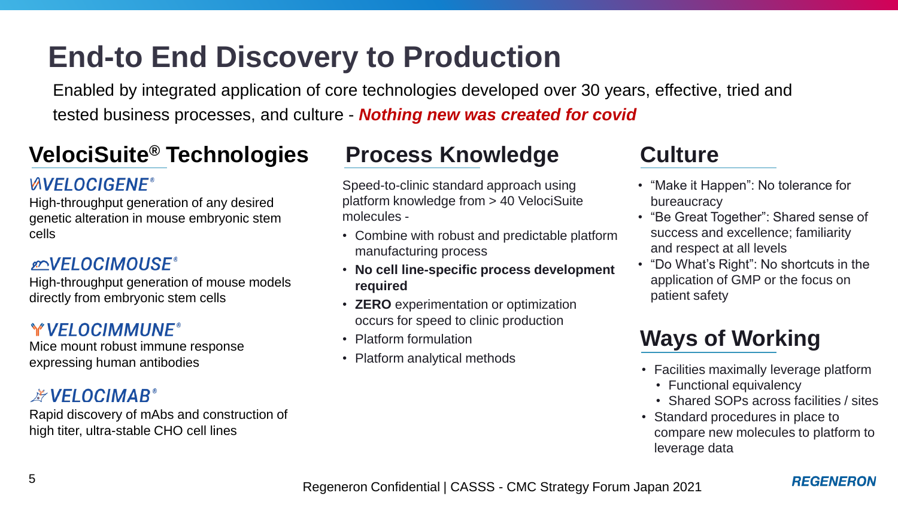# End-to End Discovery to Production

Enabled by integrated application of core technologies developed over 30 years, effective, tried and tested business processes, and culture - ***Nothing new was created for covid***

## VelociSuite® Technologies

### VELOCIGENE®

High-throughput generation of any desired genetic alteration in mouse embryonic stem cells

### VELOCIMOUSE®

High-throughput generation of mouse models directly from embryonic stem cells

### VELOCIMMUNE®

Mice mount robust immune response expressing human antibodies

### VELOCIMAB®

Rapid discovery of mAbs and construction of high titer, ultra-stable CHO cell lines

## Process Knowledge

Speed-to-clinic standard approach using platform knowledge from > 40 VelociSuite molecules -

- Combine with robust and predictable platform manufacturing process
- **No cell line-specific process development required**
- **ZERO** experimentation or optimization occurs for speed to clinic production
- Platform formulation
- Platform analytical methods

## Culture

- "Make it Happen": No tolerance for bureaucracy
- "Be Great Together": Shared sense of success and excellence; familiarity and respect at all levels
- "Do What's Right": No shortcuts in the application of GMP or the focus on patient safety

## Ways of Working

- Facilities maximally leverage platform
  - Functional equivalency
  - Shared SOPs across facilities / sites
- Standard procedures in place to compare new molecules to platform to leverage data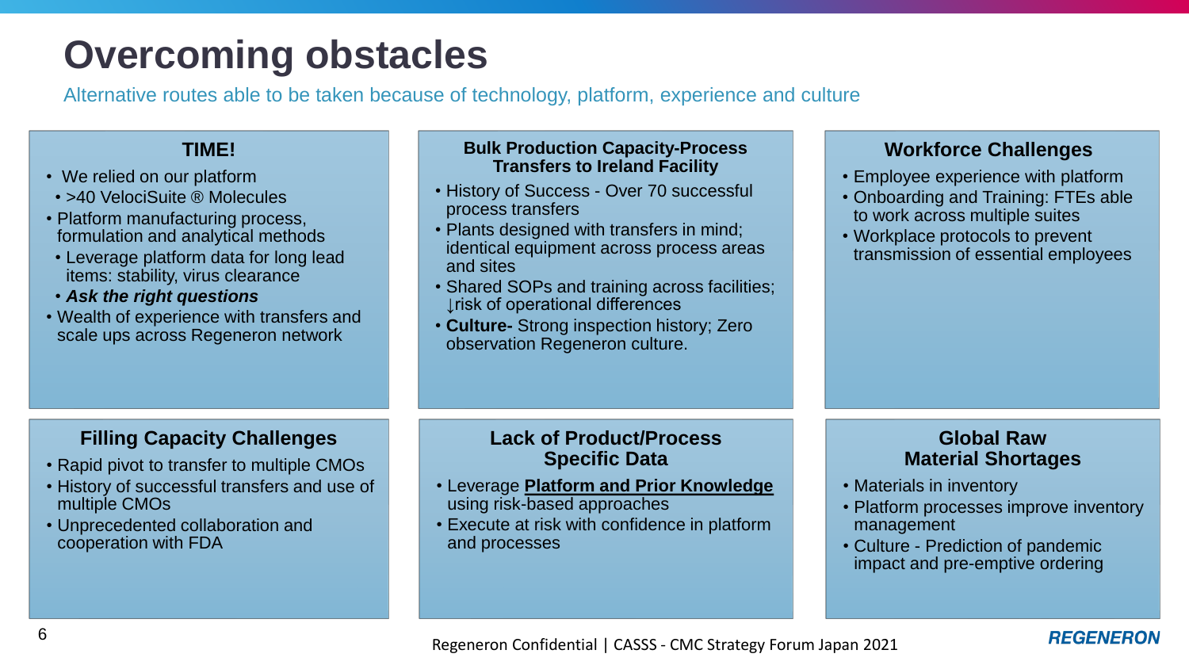# Overcoming obstacles

Alternative routes able to be taken because of technology, platform, experience and culture

## TIME!

- We relied on our platform
  - >40 VelociSuite ® Molecules
- Platform manufacturing process, formulation and analytical methods
  - Leverage platform data for long lead items: stability, virus clearance
  - ***Ask the right questions***
- Wealth of experience with transfers and scale ups across Regeneron network

## Bulk Production Capacity-Process Transfers to Ireland Facility

- History of Success - Over 70 successful process transfers
- Plants designed with transfers in mind; identical equipment across process areas and sites
- Shared SOPs and training across facilities; ↓risk of operational differences
- **Culture-** Strong inspection history; Zero observation Regeneron culture.

## Workforce Challenges

- Employee experience with platform
- Onboarding and Training: FTEs able to work across multiple suites
- Workplace protocols to prevent transmission of essential employees

## Filling Capacity Challenges

- Rapid pivot to transfer to multiple CMOs
- History of successful transfers and use of multiple CMOs
- Unprecedented collaboration and cooperation with FDA

## Lack of Product/Process Specific Data

- Leverage <u>**Platform and Prior Knowledge**</u> using risk-based approaches
- Execute at risk with confidence in platform and processes

## Global Raw Material Shortages

- Materials in inventory
- Platform processes improve inventory management
- Culture - Prediction of pandemic impact and pre-emptive ordering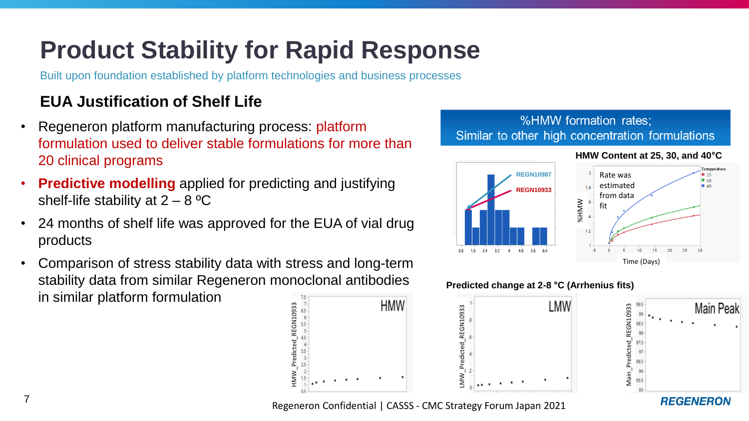# Product Stability for Rapid Response

Built upon foundation established by platform technologies and business processes

## EUA Justification of Shelf Life

- Regeneron platform manufacturing process: platform formulation used to deliver stable formulations for more than 20 clinical programs
- **Predictive modelling** applied for predicting and justifying shelf-life stability at 2 – 8 ºC
- 24 months of shelf life was approved for the EUA of vial drug products
- Comparison of stress stability data with stress and long-term stability data from similar Regeneron monoclonal antibodies in similar platform formulation

%HMW formation rates;
Similar to other high concentration formulations

**HMW Content at 25, 30, and 40°C**

Rate was estimated from data fit

**Predicted change at 2-8 °C (Arrhenius fits)**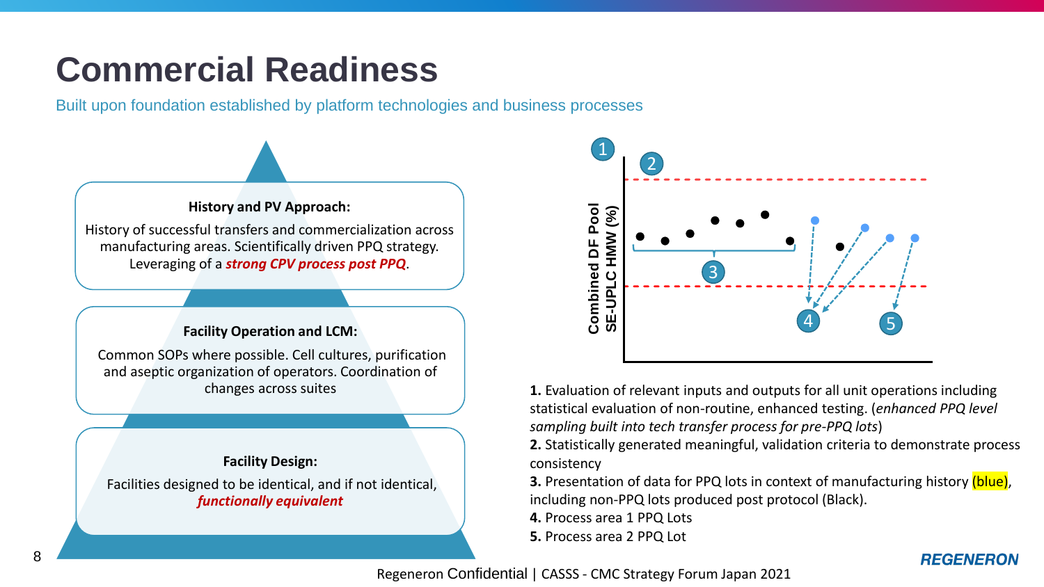# Commercial Readiness

Built upon foundation established by platform technologies and business processes

**History and PV Approach:**

History of successful transfers and commercialization across manufacturing areas. Scientifically driven PPQ strategy. Leveraging of a ***strong CPV process post PPQ***.

**Facility Operation and LCM:**

Common SOPs where possible. Cell cultures, purification and aseptic organization of operators. Coordination of changes across suites

**Facility Design:**

Facilities designed to be identical, and if not identical, ***functionally equivalent***

Combined DF Pool SE-UPLC HMW (%)

**1.** Evaluation of relevant inputs and outputs for all unit operations including statistical evaluation of non-routine, enhanced testing. (*enhanced PPQ level sampling built into tech transfer process for pre-PPQ lots*)

**2.** Statistically generated meaningful, validation criteria to demonstrate process consistency

**3.** Presentation of data for PPQ lots in context of manufacturing history (blue), including non-PPQ lots produced post protocol (Black).

**4.** Process area 1 PPQ Lots

**5.** Process area 2 PPQ Lot

Regeneron Confidential | CASSS - CMC Strategy Forum Japan 2021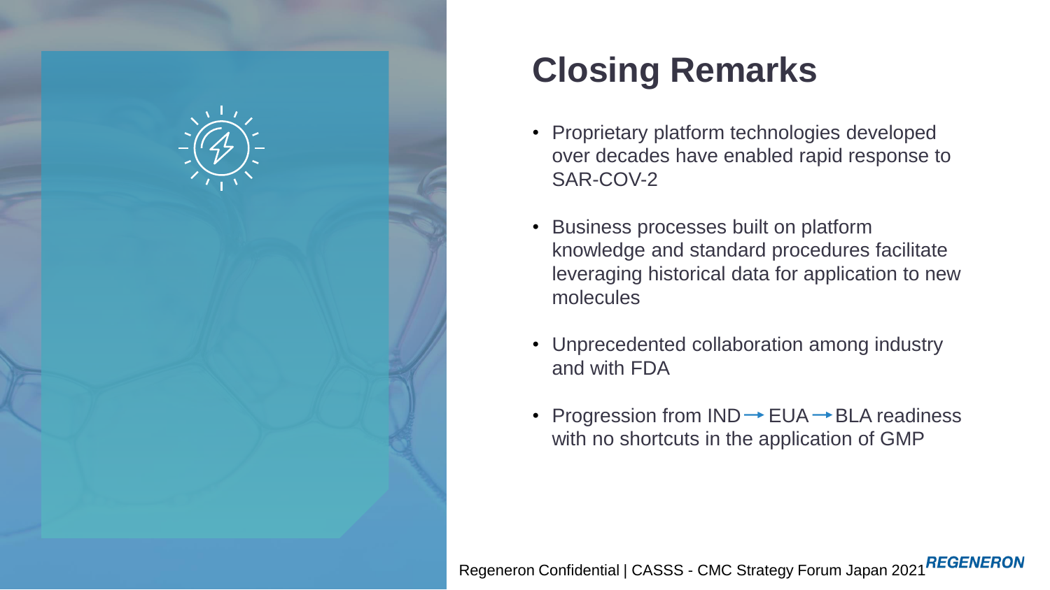# Closing Remarks

- Proprietary platform technologies developed over decades have enabled rapid response to SAR-COV-2
- Business processes built on platform knowledge and standard procedures facilitate leveraging historical data for application to new molecules
- Unprecedented collaboration among industry and with FDA
- Progression from IND → EUA → BLA readiness with no shortcuts in the application of GMP